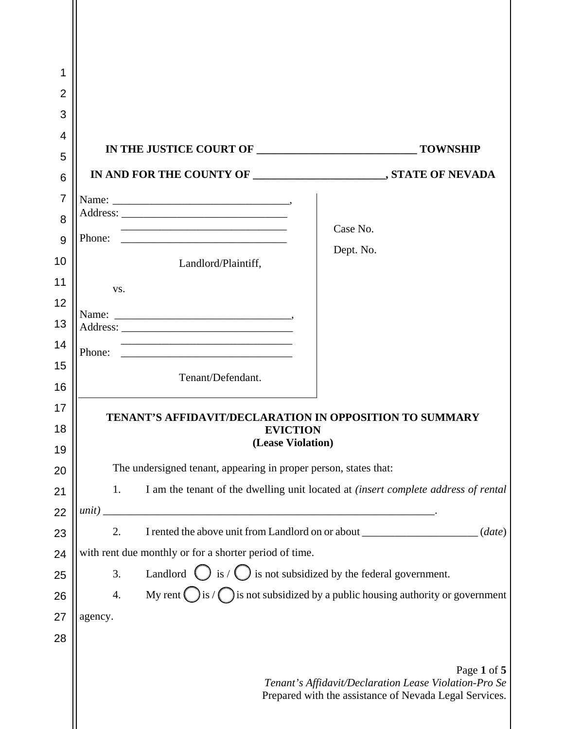**IN THE JUSTICE COURT OF ____________________________ TOWNSHIP**

**IN AND FOR THE COUNTY OF _______________________, STATE OF NEVADA**

Name: ________________________________,
Address: ______________________________
______________________________
Phone: ______________________________

Landlord/Plaintiff,

vs.

Name: ________________________________,
Address: ______________________________
______________________________
Phone: ______________________________

Tenant/Defendant.

Case No.

Dept. No.

**TENANT'S AFFIDAVIT/DECLARATION IN OPPOSITION TO SUMMARY EVICTION**
**(Lease Violation)**

The undersigned tenant, appearing in proper person, states that:

1. I am the tenant of the dwelling unit located at *(insert complete address of rental unit)* ______________________________________________________________.

2. I rented the above unit from Landlord on or about ____________________ (*date*) with rent due monthly or for a shorter period of time.

3. Landlord ◯ is / ◯ is not subsidized by the federal government.

4. My rent ◯ is / ◯ is not subsidized by a public housing authority or government agency.

*Tenant's Affidavit/Declaration Lease Violation-Pro Se*
Prepared with the assistance of Nevada Legal Services.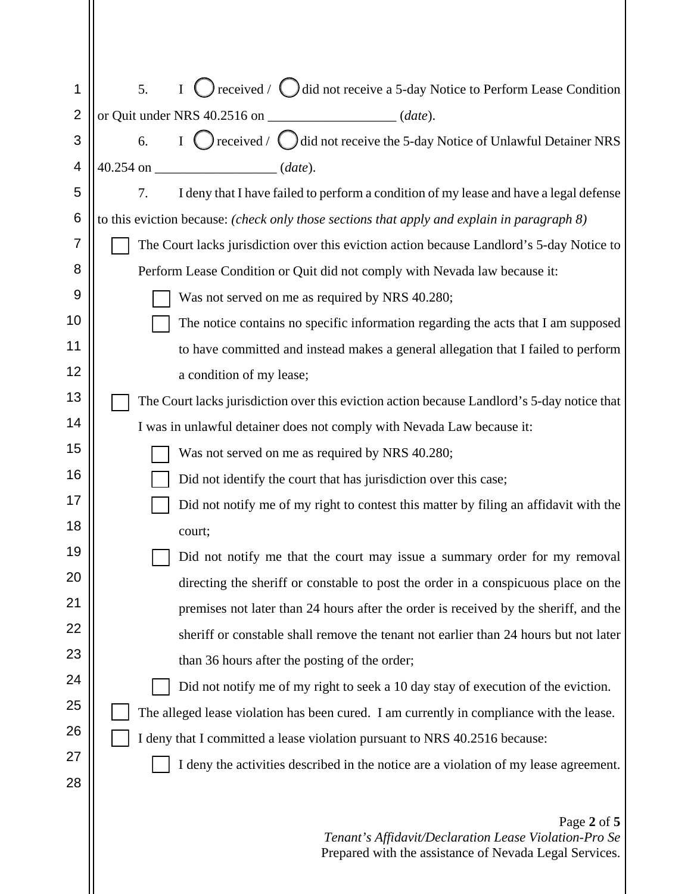5. I ◯ received / ◯ did not receive a 5-day Notice to Perform Lease Condition or Quit under NRS 40.2516 on ___________________ (*date*).

6. I ◯ received / ◯ did not receive the 5-day Notice of Unlawful Detainer NRS 40.254 on __________________ (*date*).

7. I deny that I have failed to perform a condition of my lease and have a legal defense to this eviction because: *(check only those sections that apply and explain in paragraph 8)*

- ☐ The Court lacks jurisdiction over this eviction action because Landlord's 5-day Notice to Perform Lease Condition or Quit did not comply with Nevada law because it:
  - ☐ Was not served on me as required by NRS 40.280;
  - ☐ The notice contains no specific information regarding the acts that I am supposed to have committed and instead makes a general allegation that I failed to perform a condition of my lease;
- ☐ The Court lacks jurisdiction over this eviction action because Landlord's 5-day notice that I was in unlawful detainer does not comply with Nevada Law because it:
  - ☐ Was not served on me as required by NRS 40.280;
  - ☐ Did not identify the court that has jurisdiction over this case;
  - ☐ Did not notify me of my right to contest this matter by filing an affidavit with the court;
  - ☐ Did not notify me that the court may issue a summary order for my removal directing the sheriff or constable to post the order in a conspicuous place on the premises not later than 24 hours after the order is received by the sheriff, and the sheriff or constable shall remove the tenant not earlier than 24 hours but not later than 36 hours after the posting of the order;
  - ☐ Did not notify me of my right to seek a 10 day stay of execution of the eviction.
- ☐ The alleged lease violation has been cured. I am currently in compliance with the lease.
- ☐ I deny that I committed a lease violation pursuant to NRS 40.2516 because:
  - ☐ I deny the activities described in the notice are a violation of my lease agreement.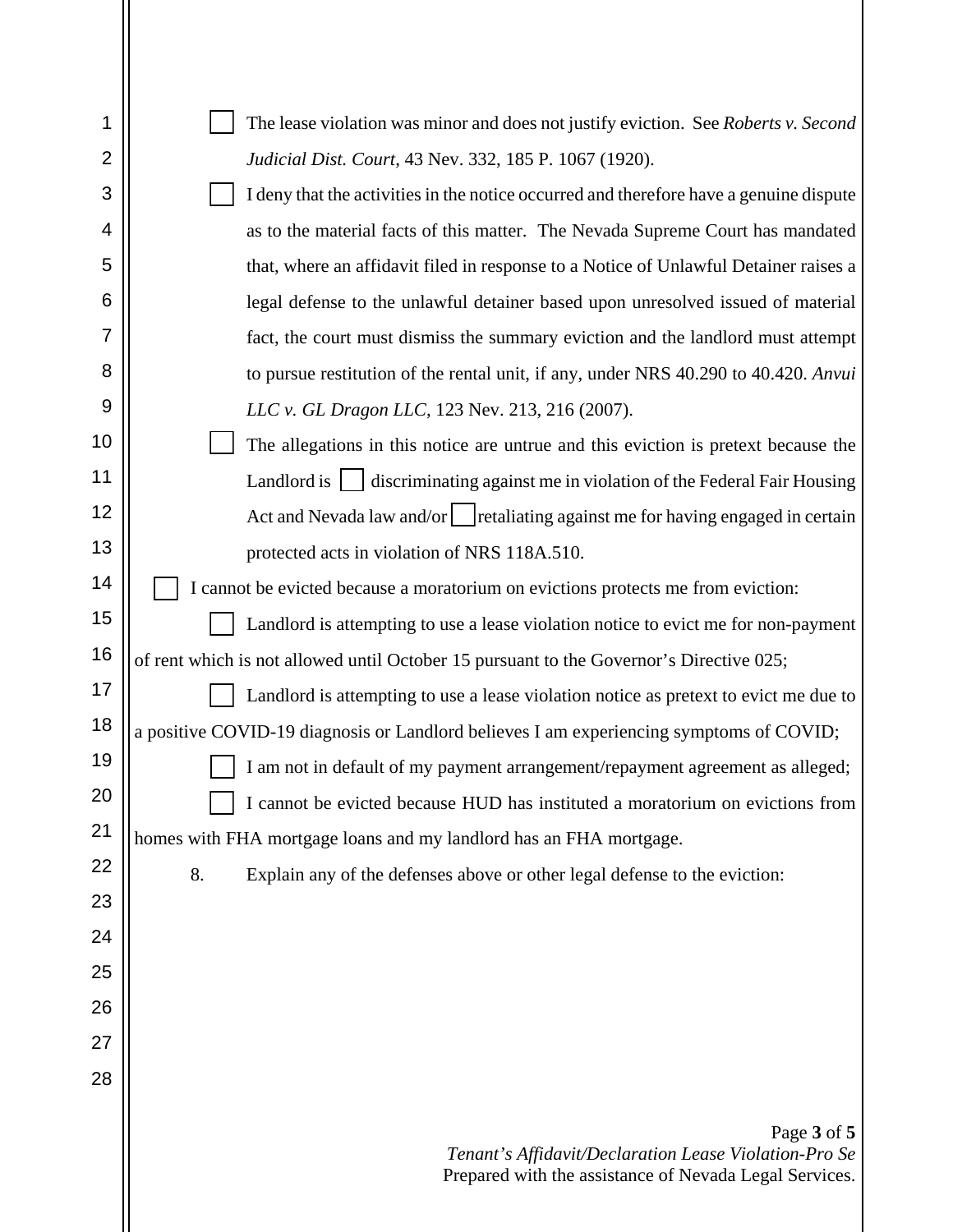- ☐ The lease violation was minor and does not justify eviction. See *Roberts v. Second Judicial Dist. Court*, 43 Nev. 332, 185 P. 1067 (1920).
- ☐ I deny that the activities in the notice occurred and therefore have a genuine dispute as to the material facts of this matter. The Nevada Supreme Court has mandated that, where an affidavit filed in response to a Notice of Unlawful Detainer raises a legal defense to the unlawful detainer based upon unresolved issued of material fact, the court must dismiss the summary eviction and the landlord must attempt to pursue restitution of the rental unit, if any, under NRS 40.290 to 40.420. *Anvui LLC v. GL Dragon LLC*, 123 Nev. 213, 216 (2007).
- ☐ The allegations in this notice are untrue and this eviction is pretext because the Landlord is ☐ discriminating against me in violation of the Federal Fair Housing Act and Nevada law and/or ☐ retaliating against me for having engaged in certain protected acts in violation of NRS 118A.510.

☐ I cannot be evicted because a moratorium on evictions protects me from eviction:

- ☐ Landlord is attempting to use a lease violation notice to evict me for non-payment of rent which is not allowed until October 15 pursuant to the Governor's Directive 025;
- ☐ Landlord is attempting to use a lease violation notice as pretext to evict me due to a positive COVID-19 diagnosis or Landlord believes I am experiencing symptoms of COVID;
- ☐ I am not in default of my payment arrangement/repayment agreement as alleged;
- ☐ I cannot be evicted because HUD has instituted a moratorium on evictions from homes with FHA mortgage loans and my landlord has an FHA mortgage.

8. Explain any of the defenses above or other legal defense to the eviction: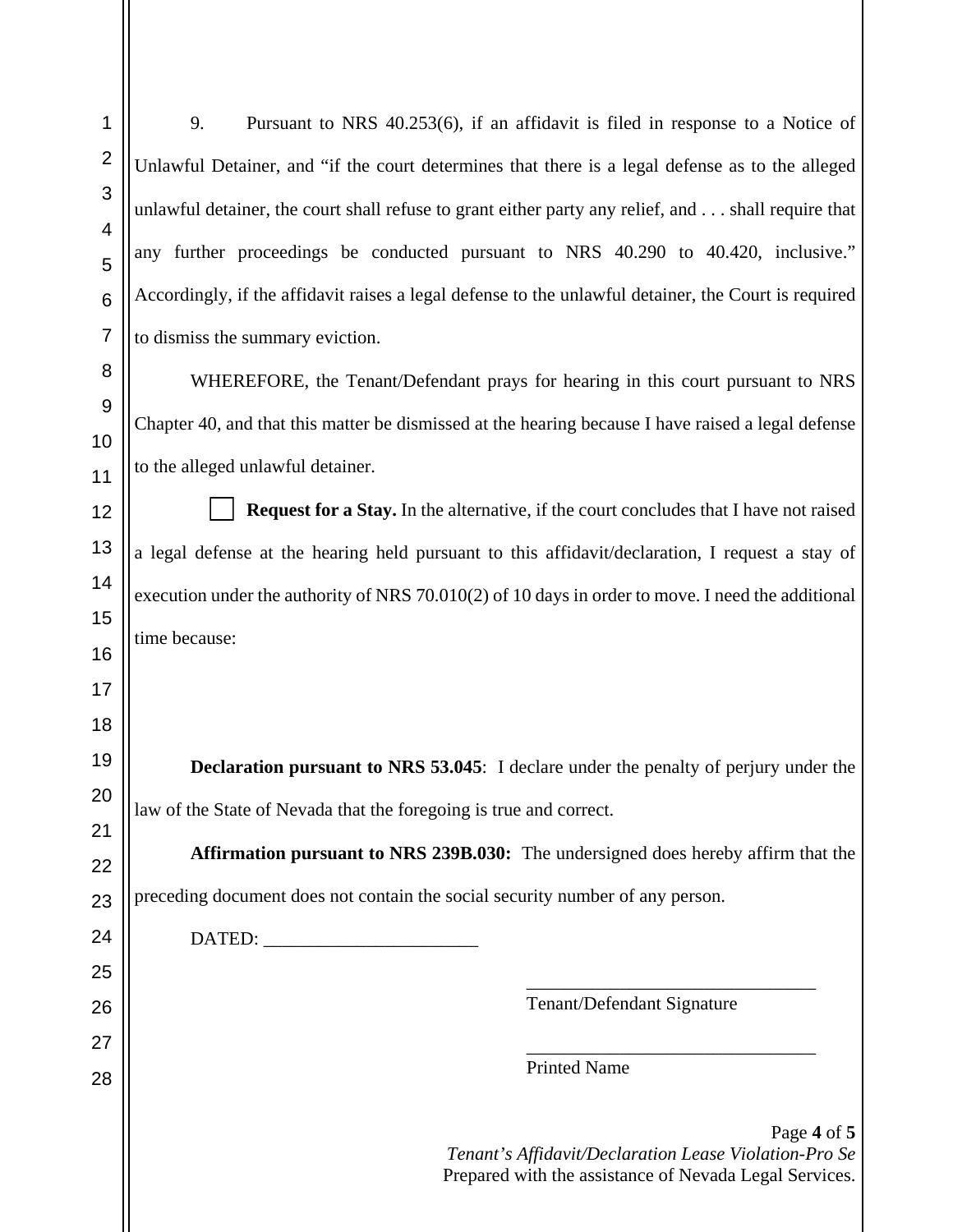9. Pursuant to NRS 40.253(6), if an affidavit is filed in response to a Notice of Unlawful Detainer, and "if the court determines that there is a legal defense as to the alleged unlawful detainer, the court shall refuse to grant either party any relief, and . . . shall require that any further proceedings be conducted pursuant to NRS 40.290 to 40.420, inclusive." Accordingly, if the affidavit raises a legal defense to the unlawful detainer, the Court is required to dismiss the summary eviction.

WHEREFORE, the Tenant/Defendant prays for hearing in this court pursuant to NRS Chapter 40, and that this matter be dismissed at the hearing because I have raised a legal defense to the alleged unlawful detainer.

☐ **Request for a Stay.** In the alternative, if the court concludes that I have not raised a legal defense at the hearing held pursuant to this affidavit/declaration, I request a stay of execution under the authority of NRS 70.010(2) of 10 days in order to move. I need the additional time because:

**Declaration pursuant to NRS 53.045**: I declare under the penalty of perjury under the law of the State of Nevada that the foregoing is true and correct.

**Affirmation pursuant to NRS 239B.030:** The undersigned does hereby affirm that the preceding document does not contain the social security number of any person.

DATED: _______________________

_______________________________
Tenant/Defendant Signature

_______________________________
Printed Name

*Tenant's Affidavit/Declaration Lease Violation-Pro Se*
Prepared with the assistance of Nevada Legal Services.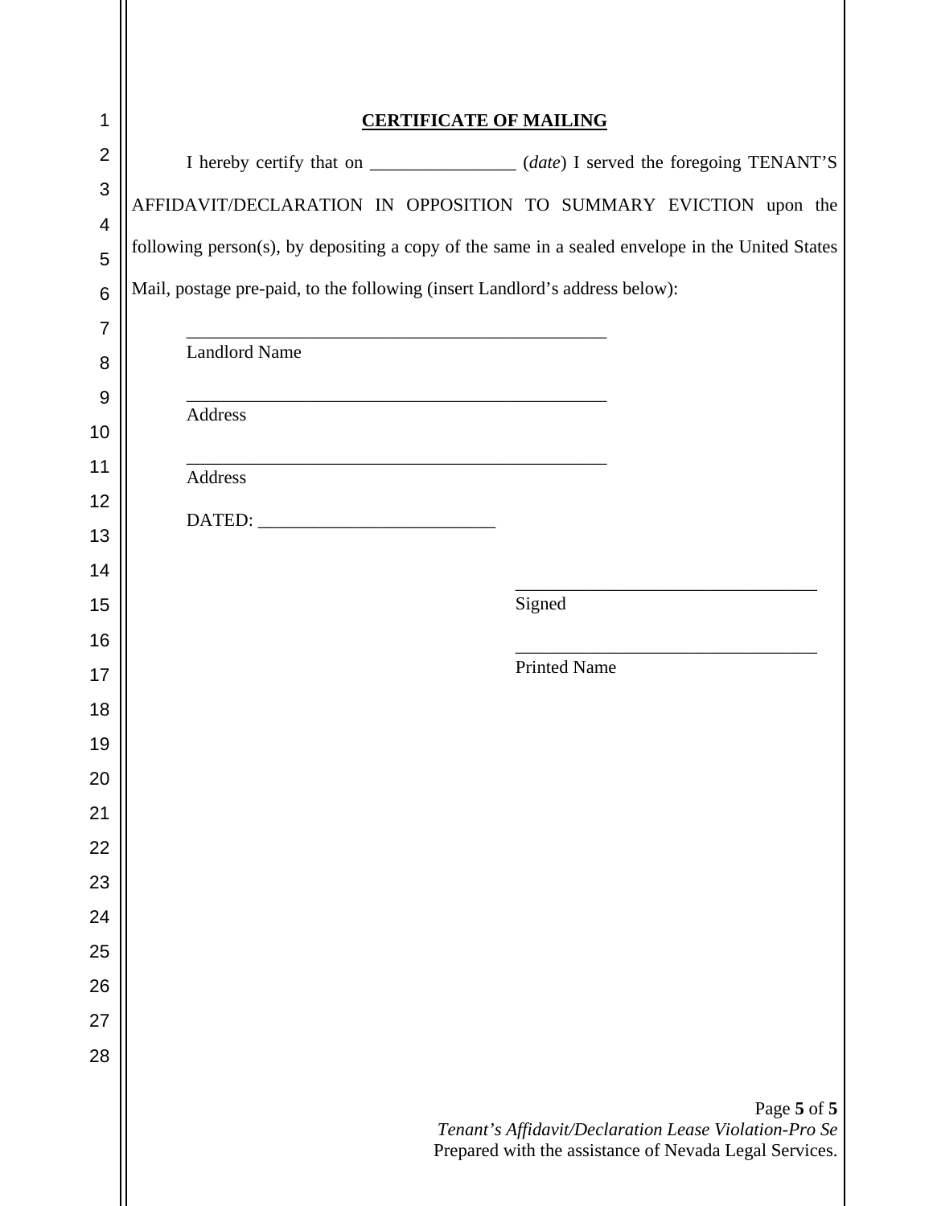**CERTIFICATE OF MAILING**

I hereby certify that on ________________ (*date*) I served the foregoing TENANT'S AFFIDAVIT/DECLARATION IN OPPOSITION TO SUMMARY EVICTION upon the following person(s), by depositing a copy of the same in a sealed envelope in the United States Mail, postage pre-paid, to the following (insert Landlord's address below):

_______________________________________________
Landlord Name

_______________________________________________
Address

_______________________________________________
Address

DATED: __________________________

_________________________________
Signed

_________________________________
Printed Name

*Tenant's Affidavit/Declaration Lease Violation-Pro Se*
Prepared with the assistance of Nevada Legal Services.